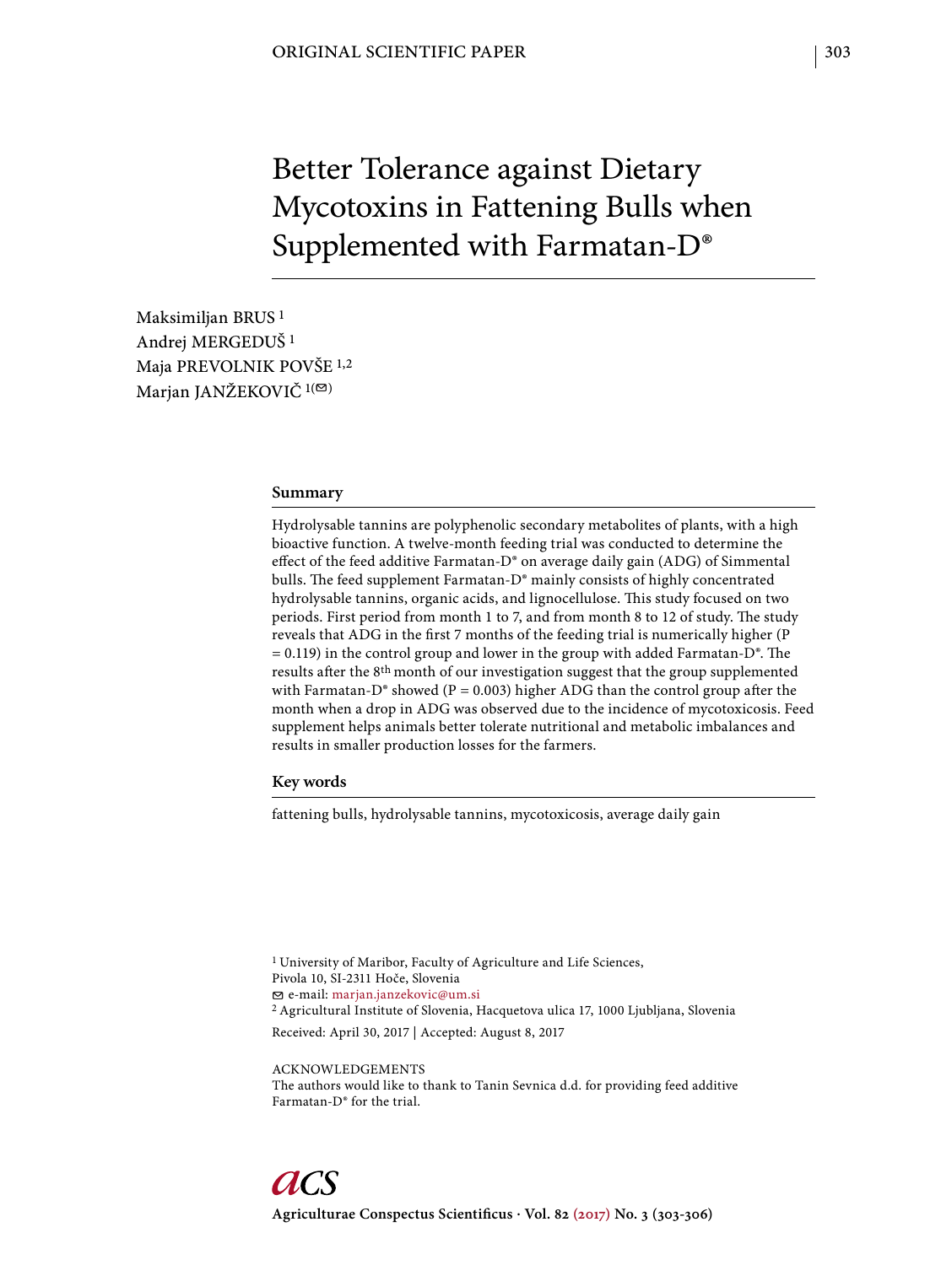ORIGINAL SCIENTIFIC PAPER

# Better Tolerance against Dietary Mycotoxins in Fattening Bulls when Supplemented with Farmatan-D®

Maksimiljan BRUS [1]
Andrej MERGEDUŠ [1]
Maja PREVOLNIK POVŠE [1,2]
Marjan JANŽEKOVIČ [1(✉)]

## Summary

Hydrolysable tannins are polyphenolic secondary metabolites of plants, with a high bioactive function. A twelve-month feeding trial was conducted to determine the effect of the feed additive Farmatan-D® on average daily gain (ADG) of Simmental bulls. The feed supplement Farmatan-D® mainly consists of highly concentrated hydrolysable tannins, organic acids, and lignocellulose. This study focused on two periods. First period from month 1 to 7, and from month 8 to 12 of study. The study reveals that ADG in the first 7 months of the feeding trial is numerically higher ($P = 0.119$) in the control group and lower in the group with added Farmatan-D®. The results after the 8th month of our investigation suggest that the group supplemented with Farmatan-D® showed ($P = 0.003$) higher ADG than the control group after the month when a drop in ADG was observed due to the incidence of mycotoxicosis. Feed supplement helps animals better tolerate nutritional and metabolic imbalances and results in smaller production losses for the farmers.

## Key words

fattening bulls, hydrolysable tannins, mycotoxicosis, average daily gain

[1] University of Maribor, Faculty of Agriculture and Life Sciences, Pivola 10, SI-2311 Hoče, Slovenia
✉ e-mail: marjan.janzekovic@um.si
[2] Agricultural Institute of Slovenia, Hacquetova ulica 17, 1000 Ljubljana, Slovenia

Received: April 30, 2017 | Accepted: August 8, 2017

ACKNOWLEDGEMENTS
The authors would like to thank to Tanin Sevnica d.d. for providing feed additive Farmatan-D® for the trial.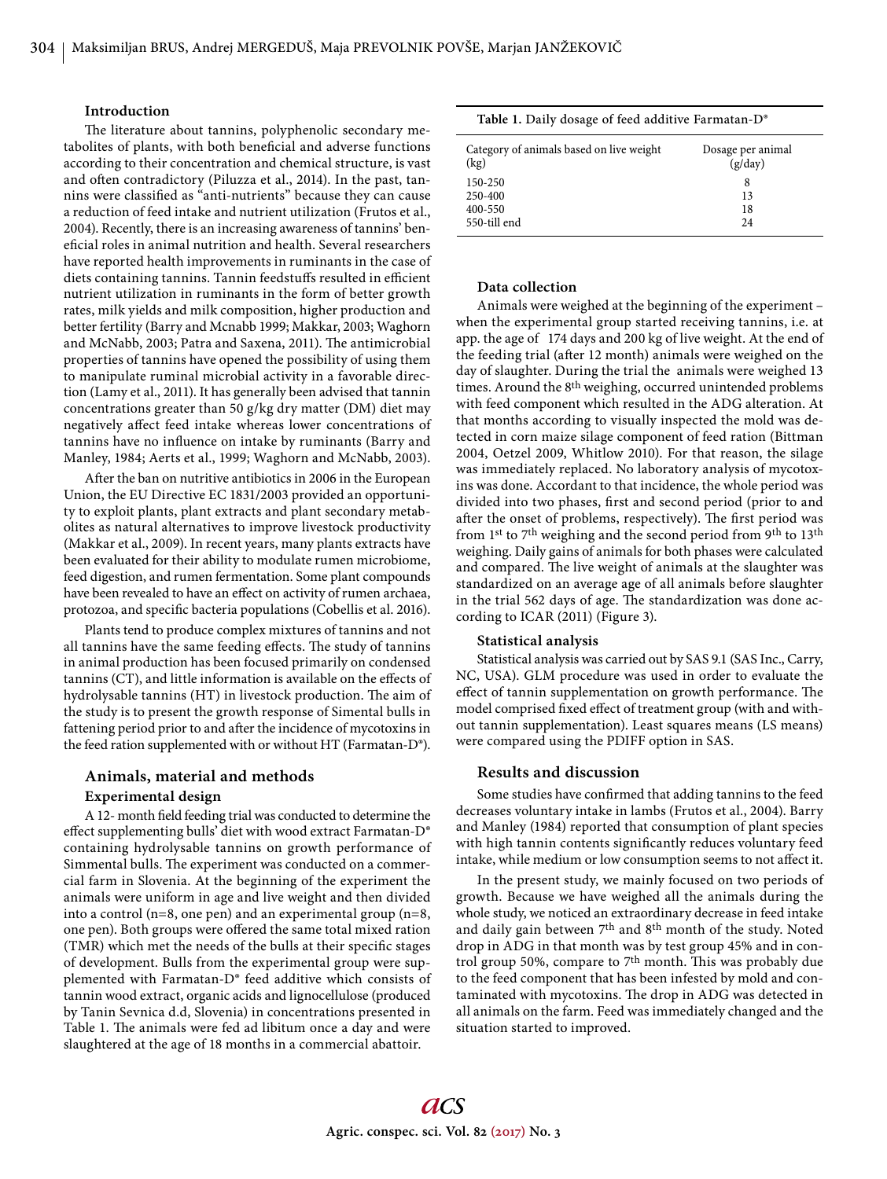## Introduction

The literature about tannins, polyphenolic secondary metabolites of plants, with both beneficial and adverse functions according to their concentration and chemical structure, is vast and often contradictory (Piluzza et al., 2014). In the past, tannins were classified as "anti-nutrients" because they can cause a reduction of feed intake and nutrient utilization (Frutos et al., 2004). Recently, there is an increasing awareness of tannins' beneficial roles in animal nutrition and health. Several researchers have reported health improvements in ruminants in the case of diets containing tannins. Tannin feedstuffs resulted in efficient nutrient utilization in ruminants in the form of better growth rates, milk yields and milk composition, higher production and better fertility (Barry and Mcnabb 1999; Makkar, 2003; Waghorn and McNabb, 2003; Patra and Saxena, 2011). The antimicrobial properties of tannins have opened the possibility of using them to manipulate ruminal microbial activity in a favorable direction (Lamy et al., 2011). It has generally been advised that tannin concentrations greater than 50 g/kg dry matter (DM) diet may negatively affect feed intake whereas lower concentrations of tannins have no influence on intake by ruminants (Barry and Manley, 1984; Aerts et al., 1999; Waghorn and McNabb, 2003).

After the ban on nutritive antibiotics in 2006 in the European Union, the EU Directive EC 1831/2003 provided an opportunity to exploit plants, plant extracts and plant secondary metabolites as natural alternatives to improve livestock productivity (Makkar et al., 2009). In recent years, many plants extracts have been evaluated for their ability to modulate rumen microbiome, feed digestion, and rumen fermentation. Some plant compounds have been revealed to have an effect on activity of rumen archaea, protozoa, and specific bacteria populations (Cobellis et al. 2016).

Plants tend to produce complex mixtures of tannins and not all tannins have the same feeding effects. The study of tannins in animal production has been focused primarily on condensed tannins (CT), and little information is available on the effects of hydrolysable tannins (HT) in livestock production. The aim of the study is to present the growth response of Simental bulls in fattening period prior to and after the incidence of mycotoxins in the feed ration supplemented with or without HT (Farmatan-D®).

## Animals, material and methods

### Experimental design

A 12- month field feeding trial was conducted to determine the effect supplementing bulls' diet with wood extract Farmatan-D® containing hydrolysable tannins on growth performance of Simmental bulls. The experiment was conducted on a commercial farm in Slovenia. At the beginning of the experiment the animals were uniform in age and live weight and then divided into a control (n=8, one pen) and an experimental group (n=8, one pen). Both groups were offered the same total mixed ration (TMR) which met the needs of the bulls at their specific stages of development. Bulls from the experimental group were supplemented with Farmatan-D® feed additive which consists of tannin wood extract, organic acids and lignocellulose (produced by Tanin Sevnica d.d, Slovenia) in concentrations presented in Table 1. The animals were fed ad libitum once a day and were slaughtered at the age of 18 months in a commercial abattoir.

**Table 1.** Daily dosage of feed additive Farmatan-D®

| Category of animals based on live weight (kg) | Dosage per animal (g/day) |
|---|---|
| 150-250 | 8 |
| 250-400 | 13 |
| 400-550 | 18 |
| 550-till end | 24 |

### Data collection

Animals were weighed at the beginning of the experiment – when the experimental group started receiving tannins, i.e. at app. the age of 174 days and 200 kg of live weight. At the end of the feeding trial (after 12 month) animals were weighed on the day of slaughter. During the trial the animals were weighed 13 times. Around the 8th weighing, occurred unintended problems with feed component which resulted in the ADG alteration. At that months according to visually inspected the mold was detected in corn maize silage component of feed ration (Bittman 2004, Oetzel 2009, Whitlow 2010). For that reason, the silage was immediately replaced. No laboratory analysis of mycotoxins was done. Accordant to that incidence, the whole period was divided into two phases, first and second period (prior to and after the onset of problems, respectively). The first period was from 1st to 7th weighing and the second period from 9th to 13th weighing. Daily gains of animals for both phases were calculated and compared. The live weight of animals at the slaughter was standardized on an average age of all animals before slaughter in the trial 562 days of age. The standardization was done according to ICAR (2011) (Figure 3).

### Statistical analysis

Statistical analysis was carried out by SAS 9.1 (SAS Inc., Carry, NC, USA). GLM procedure was used in order to evaluate the effect of tannin supplementation on growth performance. The model comprised fixed effect of treatment group (with and without tannin supplementation). Least squares means (LS means) were compared using the PDIFF option in SAS.

## Results and discussion

Some studies have confirmed that adding tannins to the feed decreases voluntary intake in lambs (Frutos et al., 2004). Barry and Manley (1984) reported that consumption of plant species with high tannin contents significantly reduces voluntary feed intake, while medium or low consumption seems to not affect it.

In the present study, we mainly focused on two periods of growth. Because we have weighed all the animals during the whole study, we noticed an extraordinary decrease in feed intake and daily gain between 7th and 8th month of the study. Noted drop in ADG in that month was by test group 45% and in control group 50%, compare to 7th month. This was probably due to the feed component that has been infested by mold and contaminated with mycotoxins. The drop in ADG was detected in all animals on the farm. Feed was immediately changed and the situation started to improved.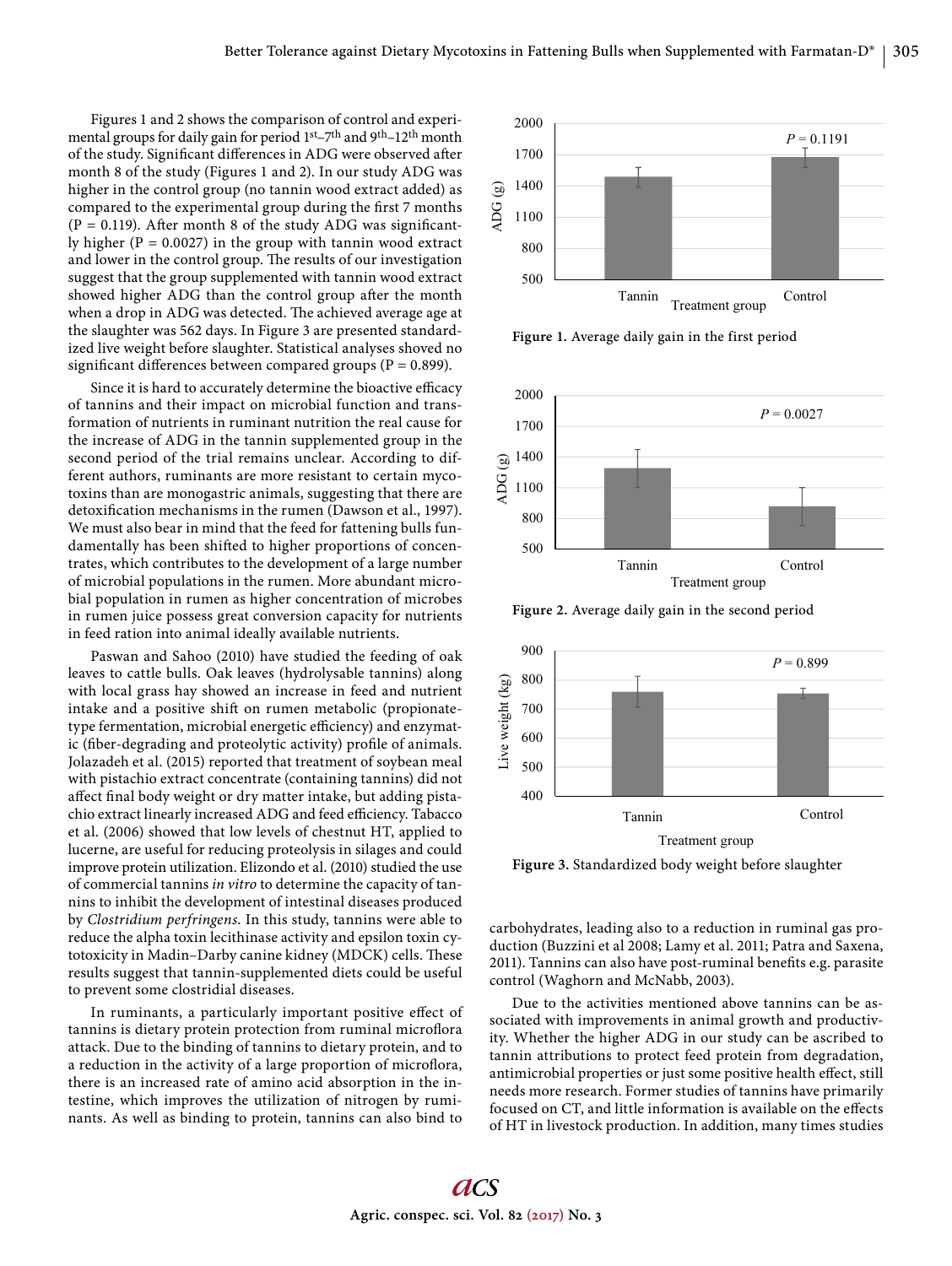Figures 1 and 2 shows the comparison of control and experimental groups for daily gain for period 1st–7th and 9th–12th month of the study. Significant differences in ADG were observed after month 8 of the study (Figures 1 and 2). In our study ADG was higher in the control group (no tannin wood extract added) as compared to the experimental group during the first 7 months (P = 0.119). After month 8 of the study ADG was significantly higher (P = 0.0027) in the group with tannin wood extract and lower in the control group. The results of our investigation suggest that the group supplemented with tannin wood extract showed higher ADG than the control group after the month when a drop in ADG was detected. The achieved average age at the slaughter was 562 days. In Figure 3 are presented standardized live weight before slaughter. Statistical analyses showed no significant differences between compared groups (P = 0.899).

Since it is hard to accurately determine the bioactive efficacy of tannins and their impact on microbial function and transformation of nutrients in ruminant nutrition the real cause for the increase of ADG in the tannin supplemented group in the second period of the trial remains unclear. According to different authors, ruminants are more resistant to certain mycotoxins than are monogastric animals, suggesting that there are detoxification mechanisms in the rumen (Dawson et al., 1997). We must also bear in mind that the feed for fattening bulls fundamentally has been shifted to higher proportions of concentrates, which contributes to the development of a large number of microbial populations in the rumen. More abundant microbial population in rumen as higher concentration of microbes in rumen juice possess great conversion capacity for nutrients in feed ration into animal ideally available nutrients.

Paswan and Sahoo (2010) have studied the feeding of oak leaves to cattle bulls. Oak leaves (hydrolysable tannins) along with local grass hay showed an increase in feed and nutrient intake and a positive shift on rumen metabolic (propionate-type fermentation, microbial energetic efficiency) and enzymatic (fiber-degrading and proteolytic activity) profile of animals. Jolazadeh et al. (2015) reported that treatment of soybean meal with pistachio extract concentrate (containing tannins) did not affect final body weight or dry matter intake, but adding pistachio extract linearly increased ADG and feed efficiency. Tabacco et al. (2006) showed that low levels of chestnut HT, applied to lucerne, are useful for reducing proteolysis in silages and could improve protein utilization. Elizondo et al. (2010) studied the use of commercial tannins *in vitro* to determine the capacity of tannins to inhibit the development of intestinal diseases produced by *Clostridium perfringens*. In this study, tannins were able to reduce the alpha toxin lecithinase activity and epsilon toxin cytotoxicity in Madin–Darby canine kidney (MDCK) cells. These results suggest that tannin-supplemented diets could be useful to prevent some clostridial diseases.

In ruminants, a particularly important positive effect of tannins is dietary protein protection from ruminal microflora attack. Due to the binding of tannins to dietary protein, and to a reduction in the activity of a large proportion of microflora, there is an increased rate of amino acid absorption in the intestine, which improves the utilization of nitrogen by ruminants. As well as binding to protein, tannins can also bind to carbohydrates, leading also to a reduction in ruminal gas production (Buzzini et al 2008; Lamy et al. 2011; Patra and Saxena, 2011). Tannins can also have post-ruminal benefits e.g. parasite control (Waghorn and McNabb, 2003).

Due to the activities mentioned above tannins can be associated with improvements in animal growth and productivity. Whether the higher ADG in our study can be ascribed to tannin attributions to protect feed protein from degradation, antimicrobial properties or just some positive health effect, still needs more research. Former studies of tannins have primarily focused on CT, and little information is available on the effects of HT in livestock production. In addition, many times studies

**Figure 1.** Average daily gain in the first period

**Figure 2.** Average daily gain in the second period

**Figure 3.** Standardized body weight before slaughter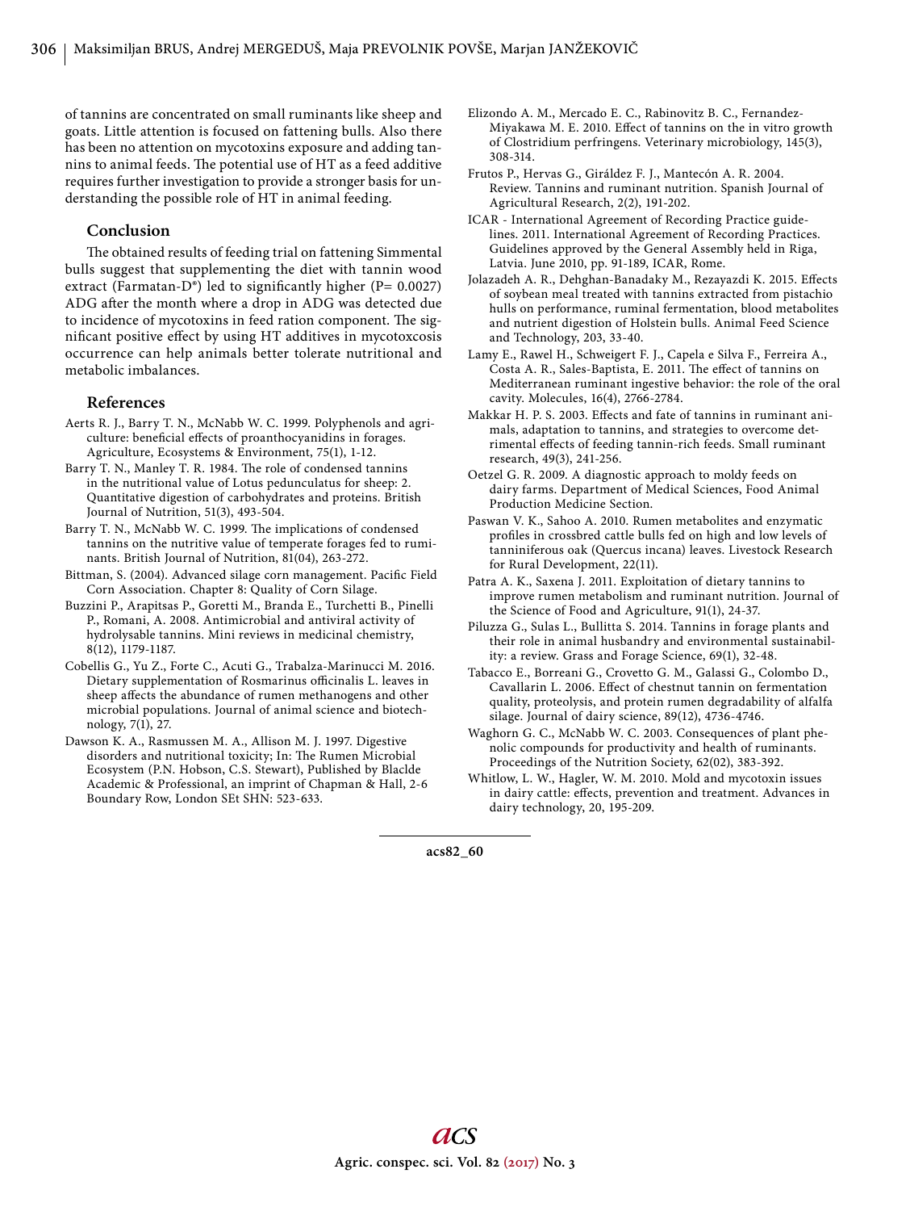of tannins are concentrated on small ruminants like sheep and goats. Little attention is focused on fattening bulls. Also there has been no attention on mycotoxins exposure and adding tannins to animal feeds. The potential use of HT as a feed additive requires further investigation to provide a stronger basis for understanding the possible role of HT in animal feeding.

## Conclusion

The obtained results of feeding trial on fattening Simmental bulls suggest that supplementing the diet with tannin wood extract (Farmatan-D®) led to significantly higher (P= 0.0027) ADG after the month where a drop in ADG was detected due to incidence of mycotoxins in feed ration component. The significant positive effect by using HT additives in mycotoxcosis occurrence can help animals better tolerate nutritional and metabolic imbalances.

## References

Aerts R. J., Barry T. N., McNabb W. C. 1999. Polyphenols and agriculture: beneficial effects of proanthocyanidins in forages. Agriculture, Ecosystems & Environment, 75(1), 1-12.

Barry T. N., Manley T. R. 1984. The role of condensed tannins in the nutritional value of Lotus pedunculatus for sheep: 2. Quantitative digestion of carbohydrates and proteins. British Journal of Nutrition, 51(3), 493-504.

Barry T. N., McNabb W. C. 1999. The implications of condensed tannins on the nutritive value of temperate forages fed to ruminants. British Journal of Nutrition, 81(04), 263-272.

Bittman, S. (2004). Advanced silage corn management. Pacific Field Corn Association. Chapter 8: Quality of Corn Silage.

Buzzini P., Arapitsas P., Goretti M., Branda E., Turchetti B., Pinelli P., Romani, A. 2008. Antimicrobial and antiviral activity of hydrolysable tannins. Mini reviews in medicinal chemistry, 8(12), 1179-1187.

Cobellis G., Yu Z., Forte C., Acuti G., Trabalza-Marinucci M. 2016. Dietary supplementation of Rosmarinus officinalis L. leaves in sheep affects the abundance of rumen methanogens and other microbial populations. Journal of animal science and biotechnology, 7(1), 27.

Dawson K. A., Rasmussen M. A., Allison M. J. 1997. Digestive disorders and nutritional toxicity; In: The Rumen Microbial Ecosystem (P.N. Hobson, C.S. Stewart), Published by Blaclde Academic & Professional, an imprint of Chapman & Hall, 2-6 Boundary Row, London SEt SHN: 523-633.

Elizondo A. M., Mercado E. C., Rabinovitz B. C., Fernandez-Miyakawa M. E. 2010. Effect of tannins on the in vitro growth of Clostridium perfringens. Veterinary microbiology, 145(3), 308-314.

Frutos P., Hervas G., Giráldez F. J., Mantecón A. R. 2004. Review. Tannins and ruminant nutrition. Spanish Journal of Agricultural Research, 2(2), 191-202.

ICAR - International Agreement of Recording Practice guidelines. 2011. International Agreement of Recording Practices. Guidelines approved by the General Assembly held in Riga, Latvia. June 2010, pp. 91-189, ICAR, Rome.

Jolazadeh A. R., Dehghan-Banadaky M., Rezayazdi K. 2015. Effects of soybean meal treated with tannins extracted from pistachio hulls on performance, ruminal fermentation, blood metabolites and nutrient digestion of Holstein bulls. Animal Feed Science and Technology, 203, 33-40.

Lamy E., Rawel H., Schweigert F. J., Capela e Silva F., Ferreira A., Costa A. R., Sales-Baptista, E. 2011. The effect of tannins on Mediterranean ruminant ingestive behavior: the role of the oral cavity. Molecules, 16(4), 2766-2784.

Makkar H. P. S. 2003. Effects and fate of tannins in ruminant animals, adaptation to tannins, and strategies to overcome detrimental effects of feeding tannin-rich feeds. Small ruminant research, 49(3), 241-256.

Oetzel G. R. 2009. A diagnostic approach to moldy feeds on dairy farms. Department of Medical Sciences, Food Animal Production Medicine Section.

Paswan V. K., Sahoo A. 2010. Rumen metabolites and enzymatic profiles in crossbred cattle bulls fed on high and low levels of tanniniferous oak (Quercus incana) leaves. Livestock Research for Rural Development, 22(11).

Patra A. K., Saxena J. 2011. Exploitation of dietary tannins to improve rumen metabolism and ruminant nutrition. Journal of the Science of Food and Agriculture, 91(1), 24-37.

Piluzza G., Sulas L., Bullitta S. 2014. Tannins in forage plants and their role in animal husbandry and environmental sustainability: a review. Grass and Forage Science, 69(1), 32-48.

Tabacco E., Borreani G., Crovetto G. M., Galassi G., Colombo D., Cavallarin L. 2006. Effect of chestnut tannin on fermentation quality, proteolysis, and protein rumen degradability of alfalfa silage. Journal of dairy science, 89(12), 4736-4746.

Waghorn G. C., McNabb W. C. 2003. Consequences of plant phenolic compounds for productivity and health of ruminants. Proceedings of the Nutrition Society, 62(02), 383-392.

Whitlow, L. W., Hagler, W. M. 2010. Mold and mycotoxin issues in dairy cattle: effects, prevention and treatment. Advances in dairy technology, 20, 195-209.

acs82_60